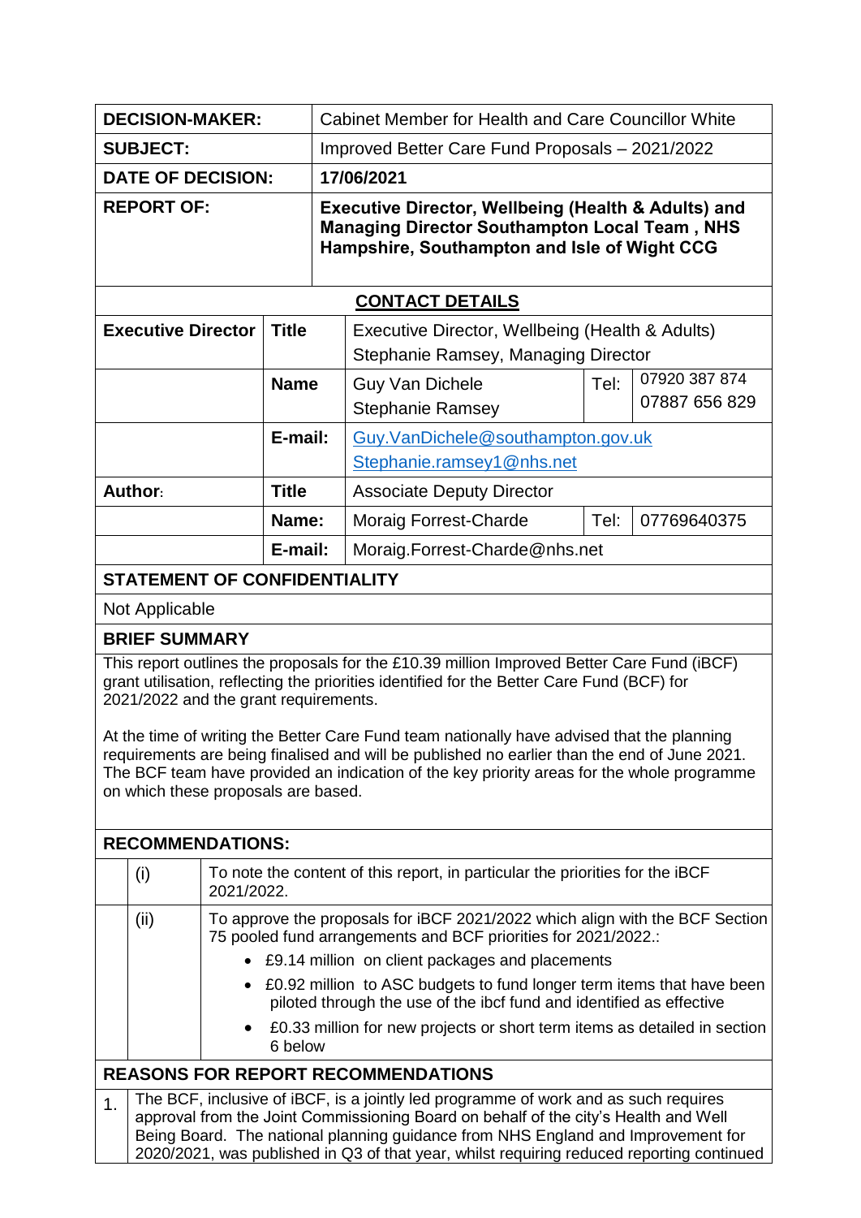| | |
|---|---|
| **DECISION-MAKER:** | Cabinet Member for Health and Care Councillor White |
| **SUBJECT:** | Improved Better Care Fund Proposals – 2021/2022 |
| **DATE OF DECISION:** | **17/06/2021** |
| **REPORT OF:** | **Executive Director, Wellbeing (Health & Adults) and Managing Director Southampton Local Team , NHS Hampshire, Southampton and Isle of Wight CCG** |

**CONTACT DETAILS**

| | | | | |
|---|---|---|---|---|
| **Executive Director** | **Title** | Executive Director, Wellbeing (Health & Adults) Stephanie Ramsey, Managing Director | | |
| | **Name** | Guy Van Dichele Stephanie Ramsey | Tel: | 07920 387 874 07887 656 829 |
| | **E-mail:** | Guy.VanDichele@southampton.gov.uk Stephanie.ramsey1@nhs.net | | |
| **Author:** | **Title** | Associate Deputy Director | | |
| | **Name:** | Moraig Forrest-Charde | Tel: | 07769640375 |
| | **E-mail:** | Moraig.Forrest-Charde@nhs.net | | |

**STATEMENT OF CONFIDENTIALITY**

Not Applicable

**BRIEF SUMMARY**

This report outlines the proposals for the £10.39 million Improved Better Care Fund (iBCF) grant utilisation, reflecting the priorities identified for the Better Care Fund (BCF) for 2021/2022 and the grant requirements.

At the time of writing the Better Care Fund team nationally have advised that the planning requirements are being finalised and will be published no earlier than the end of June 2021. The BCF team have provided an indication of the key priority areas for the whole programme on which these proposals are based.

**RECOMMENDATIONS:**

| | |
|---|---|
| (i) | To note the content of this report, in particular the priorities for the iBCF 2021/2022. |
| (ii) | To approve the proposals for iBCF 2021/2022 which align with the BCF Section 75 pooled fund arrangements and BCF priorities for 2021/2022.: <br>• £9.14 million on client packages and placements <br>• £0.92 million to ASC budgets to fund longer term items that have been piloted through the use of the ibcf fund and identified as effective <br>• £0.33 million for new projects or short term items as detailed in section 6 below |

**REASONS FOR REPORT RECOMMENDATIONS**

1. The BCF, inclusive of iBCF, is a jointly led programme of work and as such requires approval from the Joint Commissioning Board on behalf of the city's Health and Well Being Board. The national planning guidance from NHS England and Improvement for 2020/2021, was published in Q3 of that year, whilst requiring reduced reporting continued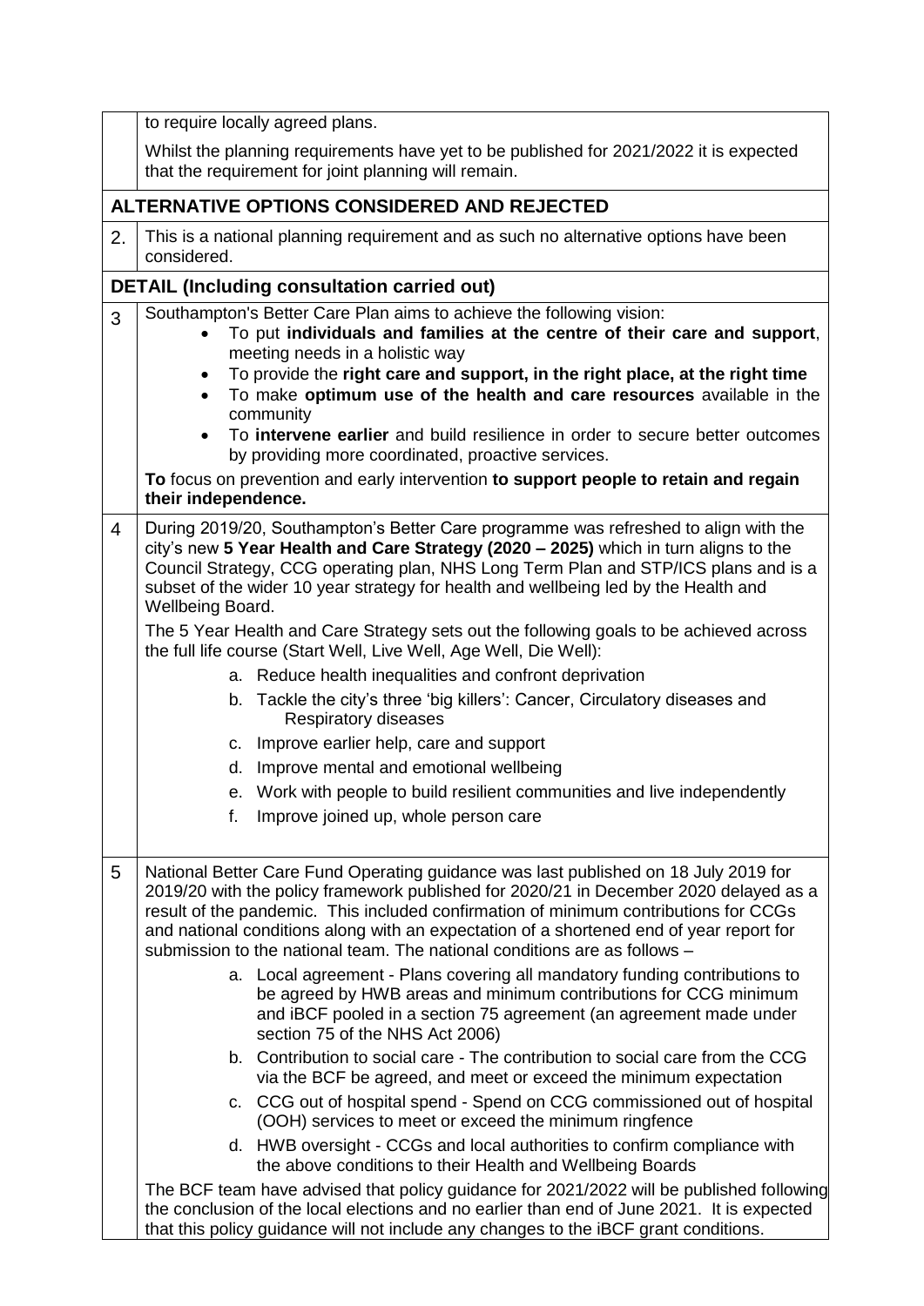to require locally agreed plans.

Whilst the planning requirements have yet to be published for 2021/2022 it is expected that the requirement for joint planning will remain.

## ALTERNATIVE OPTIONS CONSIDERED AND REJECTED

2. This is a national planning requirement and as such no alternative options have been considered.

## DETAIL (Including consultation carried out)

3. Southampton's Better Care Plan aims to achieve the following vision:

   - To put **individuals and families at the centre of their care and support**, meeting needs in a holistic way
   - To provide the **right care and support, in the right place, at the right time**
   - To make **optimum use of the health and care resources** available in the community
   - To **intervene earlier** and build resilience in order to secure better outcomes by providing more coordinated, proactive services.

   **To** focus on prevention and early intervention **to support people to retain and regain their independence.**

4. During 2019/20, Southampton's Better Care programme was refreshed to align with the city's new **5 Year Health and Care Strategy (2020 – 2025)** which in turn aligns to the Council Strategy, CCG operating plan, NHS Long Term Plan and STP/ICS plans and is a subset of the wider 10 year strategy for health and wellbeing led by the Health and Wellbeing Board.

   The 5 Year Health and Care Strategy sets out the following goals to be achieved across the full life course (Start Well, Live Well, Age Well, Die Well):

   a. Reduce health inequalities and confront deprivation
   b. Tackle the city's three 'big killers': Cancer, Circulatory diseases and Respiratory diseases
   c. Improve earlier help, care and support
   d. Improve mental and emotional wellbeing
   e. Work with people to build resilient communities and live independently
   f. Improve joined up, whole person care

5. National Better Care Fund Operating guidance was last published on 18 July 2019 for 2019/20 with the policy framework published for 2020/21 in December 2020 delayed as a result of the pandemic. This included confirmation of minimum contributions for CCGs and national conditions along with an expectation of a shortened end of year report for submission to the national team. The national conditions are as follows –

   a. Local agreement - Plans covering all mandatory funding contributions to be agreed by HWB areas and minimum contributions for CCG minimum and iBCF pooled in a section 75 agreement (an agreement made under section 75 of the NHS Act 2006)
   b. Contribution to social care - The contribution to social care from the CCG via the BCF be agreed, and meet or exceed the minimum expectation
   c. CCG out of hospital spend - Spend on CCG commissioned out of hospital (OOH) services to meet or exceed the minimum ringfence
   d. HWB oversight - CCGs and local authorities to confirm compliance with the above conditions to their Health and Wellbeing Boards

   The BCF team have advised that policy guidance for 2021/2022 will be published following the conclusion of the local elections and no earlier than end of June 2021. It is expected that this policy guidance will not include any changes to the iBCF grant conditions.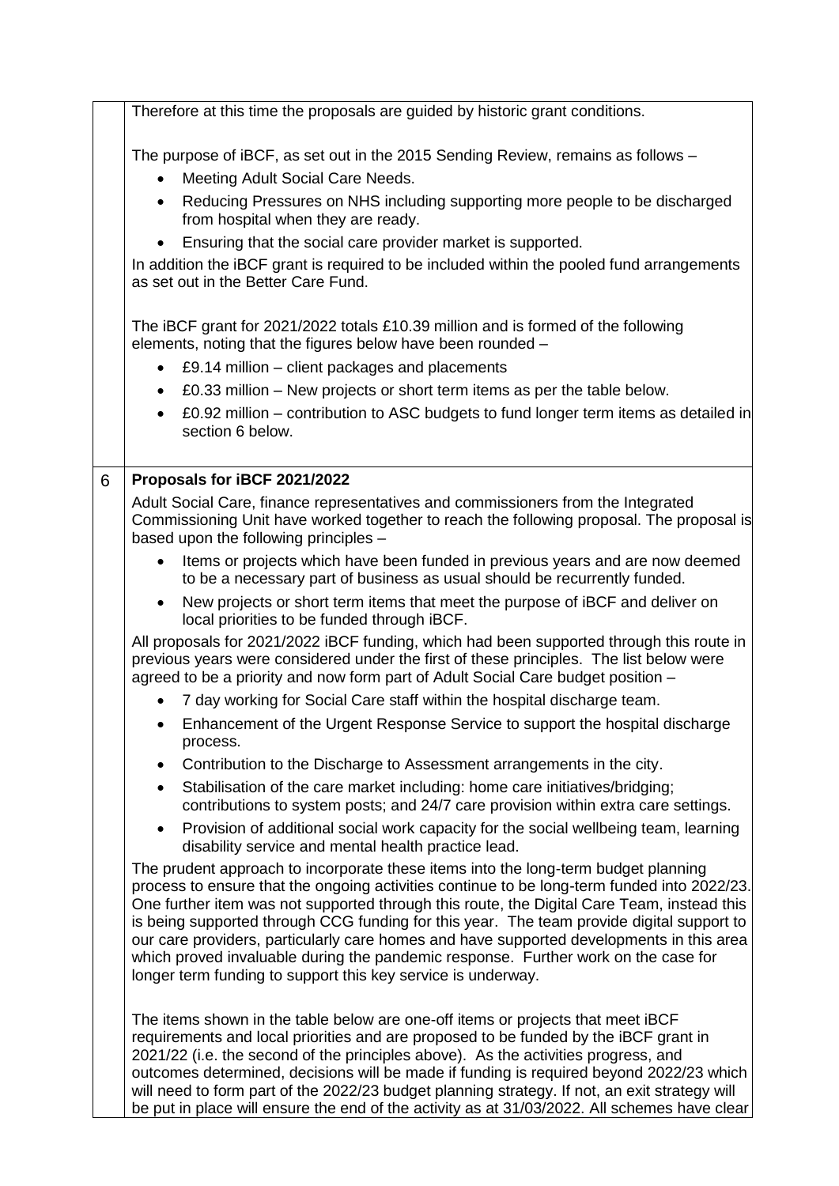Therefore at this time the proposals are guided by historic grant conditions.

The purpose of iBCF, as set out in the 2015 Sending Review, remains as follows –

- Meeting Adult Social Care Needs.
- Reducing Pressures on NHS including supporting more people to be discharged from hospital when they are ready.
- Ensuring that the social care provider market is supported.

In addition the iBCF grant is required to be included within the pooled fund arrangements as set out in the Better Care Fund.

The iBCF grant for 2021/2022 totals £10.39 million and is formed of the following elements, noting that the figures below have been rounded –

- £9.14 million – client packages and placements
- £0.33 million – New projects or short term items as per the table below.
- £0.92 million – contribution to ASC budgets to fund longer term items as detailed in section 6 below.

## 6 Proposals for iBCF 2021/2022

Adult Social Care, finance representatives and commissioners from the Integrated Commissioning Unit have worked together to reach the following proposal. The proposal is based upon the following principles –

- Items or projects which have been funded in previous years and are now deemed to be a necessary part of business as usual should be recurrently funded.
- New projects or short term items that meet the purpose of iBCF and deliver on local priorities to be funded through iBCF.

All proposals for 2021/2022 iBCF funding, which had been supported through this route in previous years were considered under the first of these principles. The list below were agreed to be a priority and now form part of Adult Social Care budget position –

- 7 day working for Social Care staff within the hospital discharge team.
- Enhancement of the Urgent Response Service to support the hospital discharge process.
- Contribution to the Discharge to Assessment arrangements in the city.
- Stabilisation of the care market including: home care initiatives/bridging; contributions to system posts; and 24/7 care provision within extra care settings.
- Provision of additional social work capacity for the social wellbeing team, learning disability service and mental health practice lead.

The prudent approach to incorporate these items into the long-term budget planning process to ensure that the ongoing activities continue to be long-term funded into 2022/23. One further item was not supported through this route, the Digital Care Team, instead this is being supported through CCG funding for this year. The team provide digital support to our care providers, particularly care homes and have supported developments in this area which proved invaluable during the pandemic response. Further work on the case for longer term funding to support this key service is underway.

The items shown in the table below are one-off items or projects that meet iBCF requirements and local priorities and are proposed to be funded by the iBCF grant in 2021/22 (i.e. the second of the principles above). As the activities progress, and outcomes determined, decisions will be made if funding is required beyond 2022/23 which will need to form part of the 2022/23 budget planning strategy. If not, an exit strategy will be put in place will ensure the end of the activity as at 31/03/2022. All schemes have clear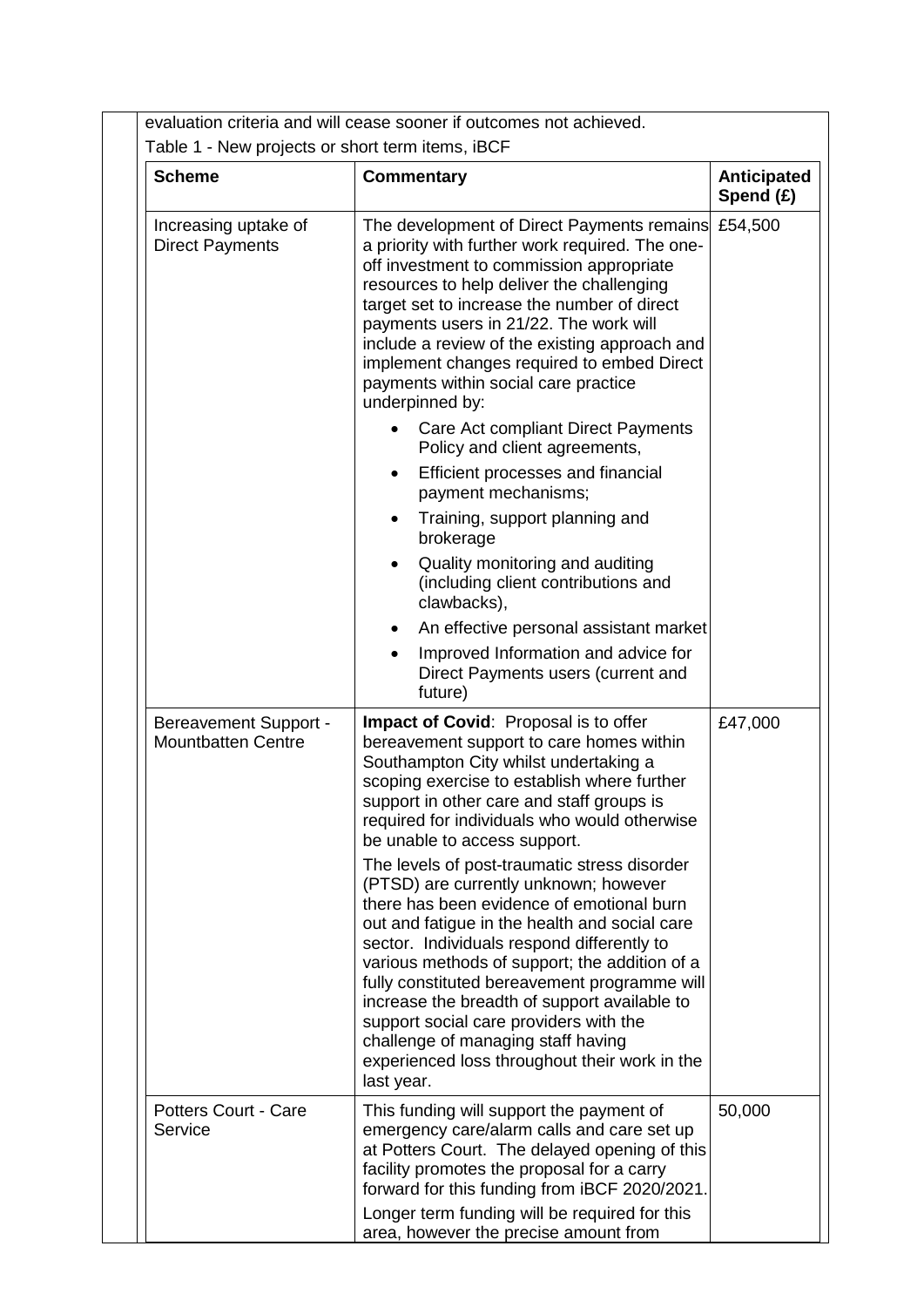evaluation criteria and will cease sooner if outcomes not achieved.

Table 1 - New projects or short term items, iBCF

| Scheme | Commentary | Anticipated Spend (£) |
| --- | --- | --- |
| Increasing uptake of Direct Payments | The development of Direct Payments remains a priority with further work required. The one-off investment to commission appropriate resources to help deliver the challenging target set to increase the number of direct payments users in 21/22. The work will include a review of the existing approach and implement changes required to embed Direct payments within social care practice underpinned by:<br>• Care Act compliant Direct Payments Policy and client agreements,<br>• Efficient processes and financial payment mechanisms;<br>• Training, support planning and brokerage<br>• Quality monitoring and auditing (including client contributions and clawbacks),<br>• An effective personal assistant market<br>• Improved Information and advice for Direct Payments users (current and future) | £54,500 |
| Bereavement Support - Mountbatten Centre | **Impact of Covid**: Proposal is to offer bereavement support to care homes within Southampton City whilst undertaking a scoping exercise to establish where further support in other care and staff groups is required for individuals who would otherwise be unable to access support.<br>The levels of post-traumatic stress disorder (PTSD) are currently unknown; however there has been evidence of emotional burn out and fatigue in the health and social care sector. Individuals respond differently to various methods of support; the addition of a fully constituted bereavement programme will increase the breadth of support available to support social care providers with the challenge of managing staff having experienced loss throughout their work in the last year. | £47,000 |
| Potters Court - Care Service | This funding will support the payment of emergency care/alarm calls and care set up at Potters Court. The delayed opening of this facility promotes the proposal for a carry forward for this funding from iBCF 2020/2021.<br>Longer term funding will be required for this area, however the precise amount from | 50,000 |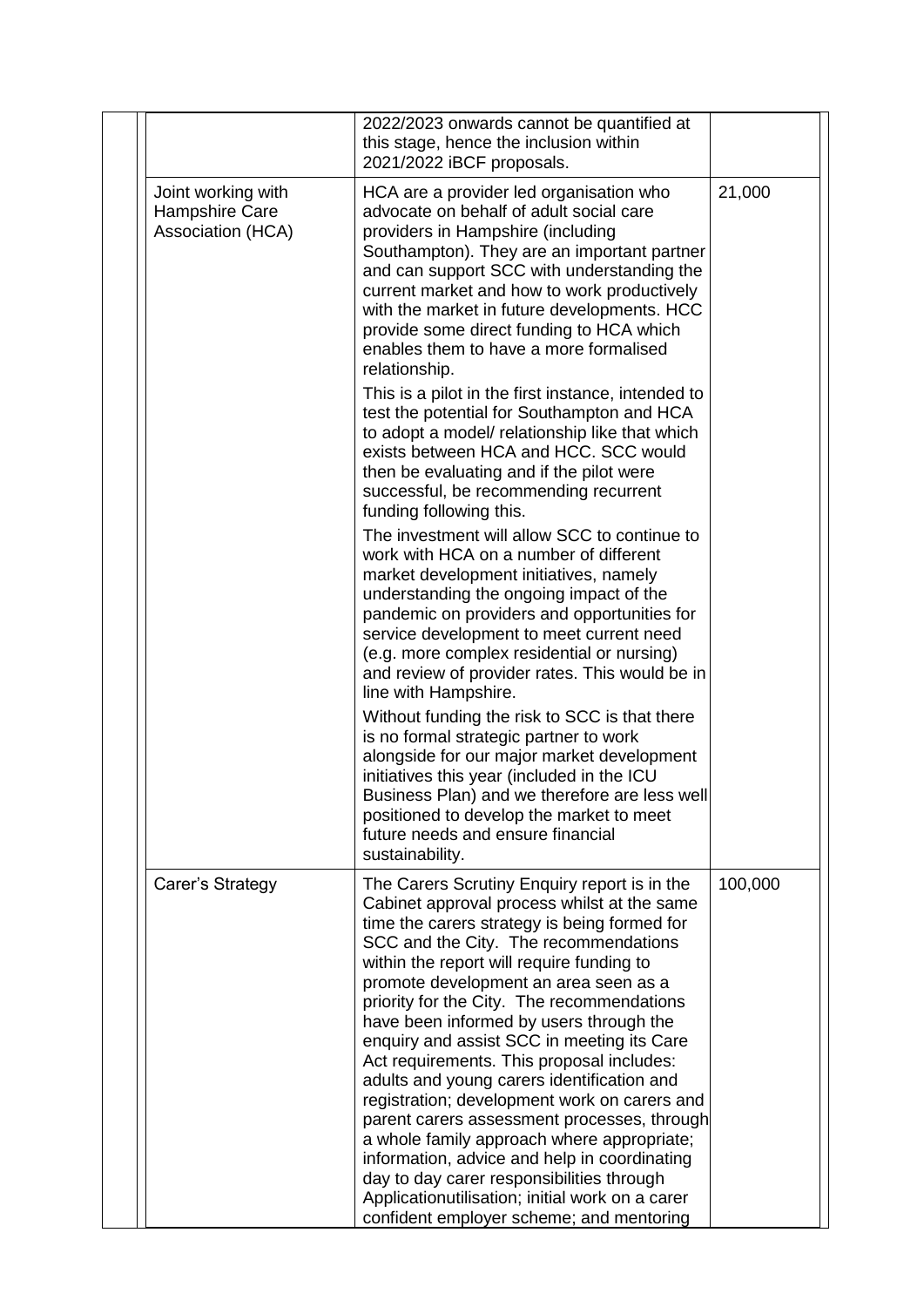| | | |
|---|---|---|
| | 2022/2023 onwards cannot be quantified at this stage, hence the inclusion within 2021/2022 iBCF proposals. | |
| Joint working with Hampshire Care Association (HCA) | HCA are a provider led organisation who advocate on behalf of adult social care providers in Hampshire (including Southampton). They are an important partner and can support SCC with understanding the current market and how to work productively with the market in future developments. HCC provide some direct funding to HCA which enables them to have a more formalised relationship.<br><br>This is a pilot in the first instance, intended to test the potential for Southampton and HCA to adopt a model/ relationship like that which exists between HCA and HCC. SCC would then be evaluating and if the pilot were successful, be recommending recurrent funding following this.<br><br>The investment will allow SCC to continue to work with HCA on a number of different market development initiatives, namely understanding the ongoing impact of the pandemic on providers and opportunities for service development to meet current need (e.g. more complex residential or nursing) and review of provider rates. This would be in line with Hampshire.<br><br>Without funding the risk to SCC is that there is no formal strategic partner to work alongside for our major market development initiatives this year (included in the ICU Business Plan) and we therefore are less well positioned to develop the market to meet future needs and ensure financial sustainability. | 21,000 |
| Carer's Strategy | The Carers Scrutiny Enquiry report is in the Cabinet approval process whilst at the same time the carers strategy is being formed for SCC and the City. The recommendations within the report will require funding to promote development an area seen as a priority for the City. The recommendations have been informed by users through the enquiry and assist SCC in meeting its Care Act requirements. This proposal includes: adults and young carers identification and registration; development work on carers and parent carers assessment processes, through a whole family approach where appropriate; information, advice and help in coordinating day to day carer responsibilities through Applicationutilisation; initial work on a carer confident employer scheme; and mentoring | 100,000 |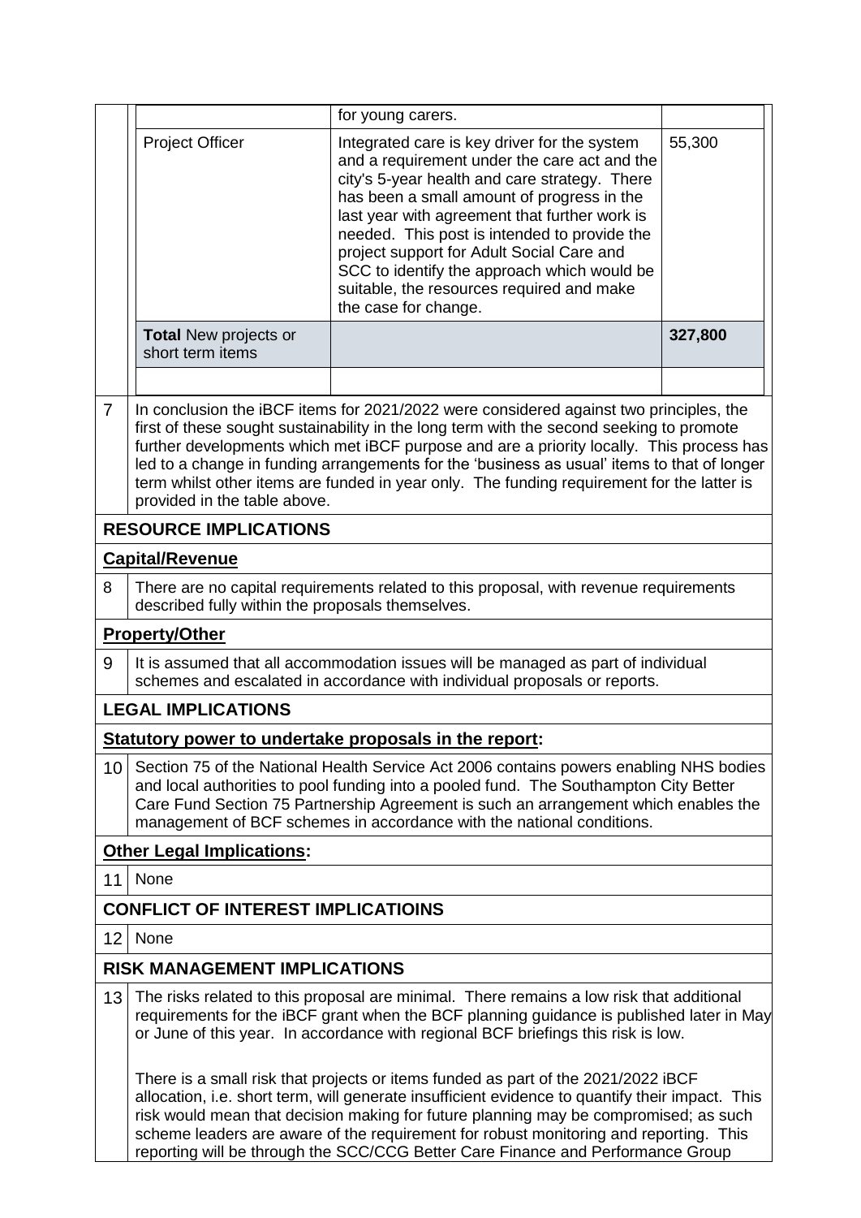| | | |
|---|---|---|
| | for young carers. | |
| Project Officer | Integrated care is key driver for the system and a requirement under the care act and the city's 5-year health and care strategy. There has been a small amount of progress in the last year with agreement that further work is needed. This post is intended to provide the project support for Adult Social Care and SCC to identify the approach which would be suitable, the resources required and make the case for change. | 55,300 |
| **Total** New projects or short term items | | **327,800** |
| | | |

7. In conclusion the iBCF items for 2021/2022 were considered against two principles, the first of these sought sustainability in the long term with the second seeking to promote further developments which met iBCF purpose and are a priority locally. This process has led to a change in funding arrangements for the 'business as usual' items to that of longer term whilst other items are funded in year only. The funding requirement for the latter is provided in the table above.

## RESOURCE IMPLICATIONS

### Capital/Revenue

8. There are no capital requirements related to this proposal, with revenue requirements described fully within the proposals themselves.

### Property/Other

9. It is assumed that all accommodation issues will be managed as part of individual schemes and escalated in accordance with individual proposals or reports.

## LEGAL IMPLICATIONS

### Statutory power to undertake proposals in the report:

10. Section 75 of the National Health Service Act 2006 contains powers enabling NHS bodies and local authorities to pool funding into a pooled fund. The Southampton City Better Care Fund Section 75 Partnership Agreement is such an arrangement which enables the management of BCF schemes in accordance with the national conditions.

### Other Legal Implications:

11. None

## CONFLICT OF INTEREST IMPLICATIOINS

12. None

## RISK MANAGEMENT IMPLICATIONS

13. The risks related to this proposal are minimal. There remains a low risk that additional requirements for the iBCF grant when the BCF planning guidance is published later in May or June of this year. In accordance with regional BCF briefings this risk is low.

    There is a small risk that projects or items funded as part of the 2021/2022 iBCF allocation, i.e. short term, will generate insufficient evidence to quantify their impact. This risk would mean that decision making for future planning may be compromised; as such scheme leaders are aware of the requirement for robust monitoring and reporting. This reporting will be through the SCC/CCG Better Care Finance and Performance Group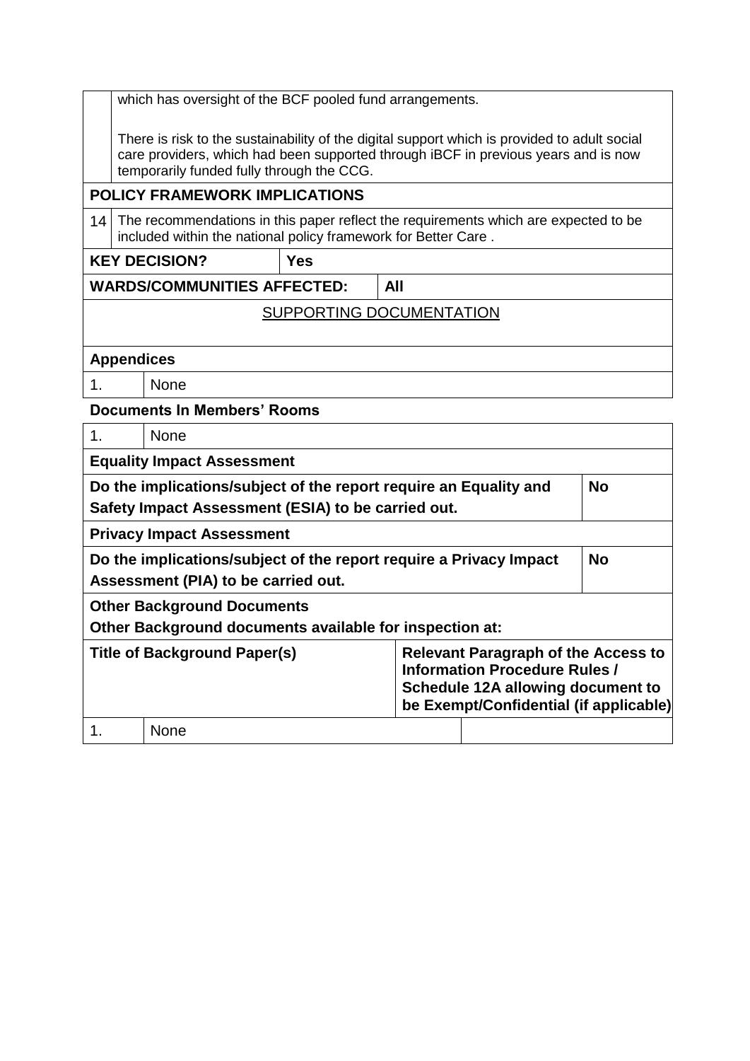| | |
|---|---|
| | which has oversight of the BCF pooled fund arrangements.<br><br>There is risk to the sustainability of the digital support which is provided to adult social care providers, which had been supported through iBCF in previous years and is now temporarily funded fully through the CCG. |

**POLICY FRAMEWORK IMPLICATIONS**

| | |
|---|---|
| 14 | The recommendations in this paper reflect the requirements which are expected to be included within the national policy framework for Better Care . |

| | |
|---|---|
| **KEY DECISION?** | **Yes** |
| **WARDS/COMMUNITIES AFFECTED:** | **All** |

SUPPORTING DOCUMENTATION

**Appendices**

| | |
|---|---|
| 1. | None |

**Documents In Members' Rooms**

| | |
|---|---|
| 1. | None |

**Equality Impact Assessment**

| | |
|---|---|
| **Do the implications/subject of the report require an Equality and Safety Impact Assessment (ESIA) to be carried out.** | **No** |

**Privacy Impact Assessment**

| | |
|---|---|
| **Do the implications/subject of the report require a Privacy Impact Assessment (PIA) to be carried out.** | **No** |

**Other Background Documents**

**Other Background documents available for inspection at:**

| Title of Background Paper(s) | | Relevant Paragraph of the Access to Information Procedure Rules / Schedule 12A allowing document to be Exempt/Confidential (if applicable) |
|---|---|---|
| 1. | None | |